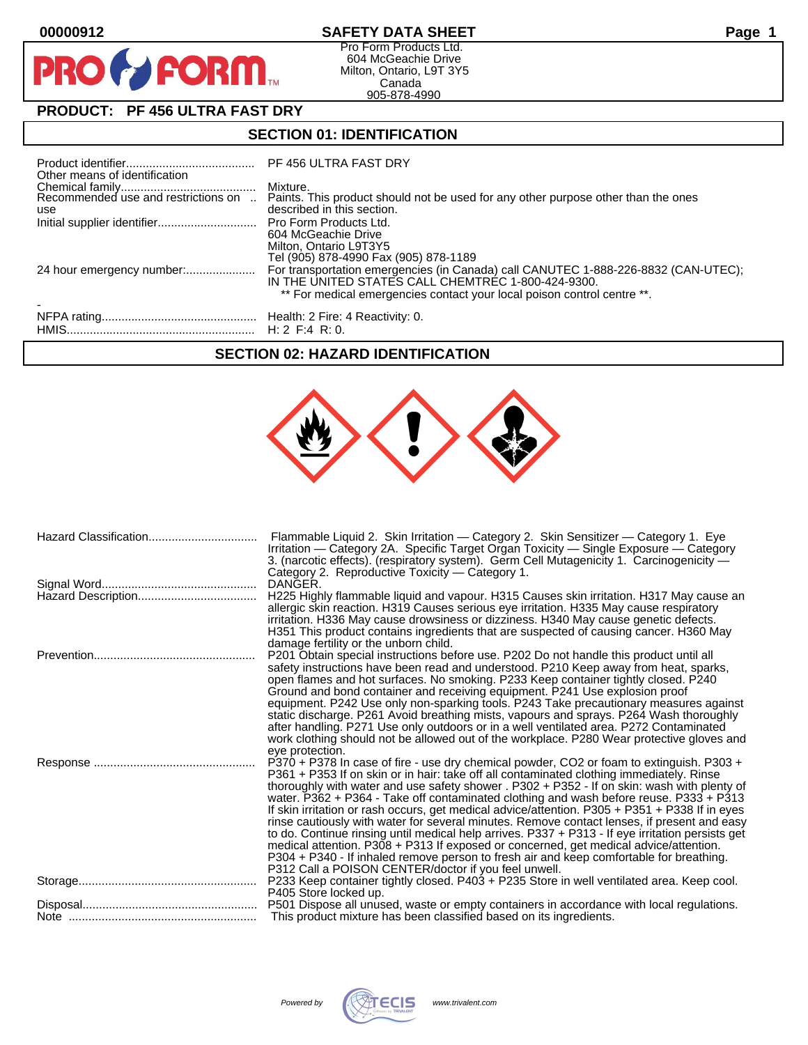00000912

# SAFETY DATA SHEET

Pro Form Products Ltd.
604 McGeachie Drive
Milton, Ontario, L9T 3Y5
Canada
905-878-4990

## PRODUCT: PF 456 ULTRA FAST DRY

## SECTION 01: IDENTIFICATION

| | |
|---|---|
| Product identifier | PF 456 ULTRA FAST DRY |
| Other means of identification | |
| Chemical family | Mixture. |
| Recommended use and restrictions on use | Paints. This product should not be used for any other purpose other than the ones described in this section. |
| Initial supplier identifier | Pro Form Products Ltd.<br>604 McGeachie Drive<br>Milton, Ontario L9T3Y5<br>Tel (905) 878-4990 Fax (905) 878-1189 |
| 24 hour emergency number: | For transportation emergencies (in Canada) call CANUTEC 1-888-226-8832 (CAN-UTEC); IN THE UNITED STATES CALL CHEMTREC 1-800-424-9300.<br>** For medical emergencies contact your local poison control centre **. |
| - | |
| NFPA rating | Health: 2 Fire: 4 Reactivity: 0. |
| HMIS | H: 2 F:4 R: 0. |

## SECTION 02: HAZARD IDENTIFICATION

| | |
|---|---|
| Hazard Classification | Flammable Liquid 2. Skin Irritation — Category 2. Skin Sensitizer — Category 1. Eye Irritation — Category 2A. Specific Target Organ Toxicity — Single Exposure — Category 3. (narcotic effects). (respiratory system). Germ Cell Mutagenicity 1. Carcinogenicity — Category 2. Reproductive Toxicity — Category 1. |
| Signal Word | DANGER. |
| Hazard Description | H225 Highly flammable liquid and vapour. H315 Causes skin irritation. H317 May cause an allergic skin reaction. H319 Causes serious eye irritation. H335 May cause respiratory irritation. H336 May cause drowsiness or dizziness. H340 May cause genetic defects. H351 This product contains ingredients that are suspected of causing cancer. H360 May damage fertility or the unborn child. |
| Prevention | P201 Obtain special instructions before use. P202 Do not handle this product until all safety instructions have been read and understood. P210 Keep away from heat, sparks, open flames and hot surfaces. No smoking. P233 Keep container tightly closed. P240 Ground and bond container and receiving equipment. P241 Use explosion proof equipment. P242 Use only non-sparking tools. P243 Take precautionary measures against static discharge. P261 Avoid breathing mists, vapours and sprays. P264 Wash thoroughly after handling. P271 Use only outdoors or in a well ventilated area. P272 Contaminated work clothing should not be allowed out of the workplace. P280 Wear protective gloves and eye protection. |
| Response | P370 + P378 In case of fire - use dry chemical powder, CO2 or foam to extinguish. P303 + P361 + P353 If on skin or in hair: take off all contaminated clothing immediately. Rinse thoroughly with water and use safety shower . P302 + P352 - If on skin: wash with plenty of water. P362 + P364 - Take off contaminated clothing and wash before reuse. P333 + P313 If skin irritation or rash occurs, get medical advice/attention. P305 + P351 + P338 If in eyes rinse cautiously with water for several minutes. Remove contact lenses, if present and easy to do. Continue rinsing until medical help arrives. P337 + P313 - If eye irritation persists get medical attention. P308 + P313 If exposed or concerned, get medical advice/attention. P304 + P340 - If inhaled remove person to fresh air and keep comfortable for breathing. P312 Call a POISON CENTER/doctor if you feel unwell. |
| Storage | P233 Keep container tightly closed. P403 + P235 Store in well ventilated area. Keep cool. P405 Store locked up. |
| Disposal | P501 Dispose all unused, waste or empty containers in accordance with local regulations. |
| Note | This product mixture has been classified based on its ingredients. |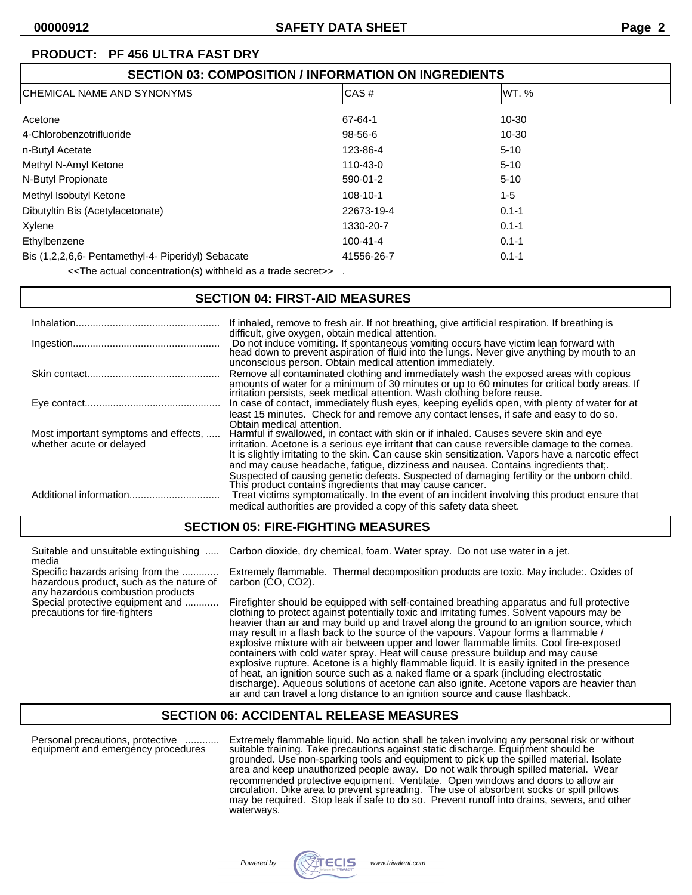**PRODUCT: PF 456 ULTRA FAST DRY**

## SECTION 03: COMPOSITION / INFORMATION ON INGREDIENTS

| CHEMICAL NAME AND SYNONYMS | CAS # | WT. % |
|---|---|---|
| Acetone | 67-64-1 | 10-30 |
| 4-Chlorobenzotrifluoride | 98-56-6 | 10-30 |
| n-Butyl Acetate | 123-86-4 | 5-10 |
| Methyl N-Amyl Ketone | 110-43-0 | 5-10 |
| N-Butyl Propionate | 590-01-2 | 5-10 |
| Methyl Isobutyl Ketone | 108-10-1 | 1-5 |
| Dibutyltin Bis (Acetylacetonate) | 22673-19-4 | 0.1-1 |
| Xylene | 1330-20-7 | 0.1-1 |
| Ethylbenzene | 100-41-4 | 0.1-1 |
| Bis (1,2,2,6,6- Pentamethyl-4- Piperidyl) Sebacate | 41556-26-7 | 0.1-1 |

<<The actual concentration(s) withheld as a trade secret>> .

## SECTION 04: FIRST-AID MEASURES

**Inhalation:** If inhaled, remove to fresh air. If not breathing, give artificial respiration. If breathing is difficult, give oxygen, obtain medical attention.

**Ingestion:** Do not induce vomiting. If spontaneous vomiting occurs have victim lean forward with head down to prevent aspiration of fluid into the lungs. Never give anything by mouth to an unconscious person. Obtain medical attention immediately.

**Skin contact:** Remove all contaminated clothing and immediately wash the exposed areas with copious amounts of water for a minimum of 30 minutes or up to 60 minutes for critical body areas. If irritation persists, seek medical attention. Wash clothing before reuse.

**Eye contact:** In case of contact, immediately flush eyes, keeping eyelids open, with plenty of water for at least 15 minutes. Check for and remove any contact lenses, if safe and easy to do so. Obtain medical attention.

**Most important symptoms and effects, whether acute or delayed:** Harmful if swallowed, in contact with skin or if inhaled. Causes severe skin and eye irritation. Acetone is a serious eye irritant that can cause reversible damage to the cornea. It is slightly irritating to the skin. Can cause skin sensitization. Vapors have a narcotic effect and may cause headache, fatigue, dizziness and nausea. Contains ingredients that;. Suspected of causing genetic defects. Suspected of damaging fertility or the unborn child. This product contains ingredients that may cause cancer.

**Additional information:** Treat victims symptomatically. In the event of an incident involving this product ensure that medical authorities are provided a copy of this safety data sheet.

## SECTION 05: FIRE-FIGHTING MEASURES

**Suitable and unsuitable extinguishing media:** Carbon dioxide, dry chemical, foam. Water spray. Do not use water in a jet.

**Specific hazards arising from the hazardous product, such as the nature of any hazardous combustion products:** Extremely flammable. Thermal decomposition products are toxic. May include:. Oxides of carbon (CO, $CO_2$).

**Special protective equipment and precautions for fire-fighters:** Firefighter should be equipped with self-contained breathing apparatus and full protective clothing to protect against potentially toxic and irritating fumes. Solvent vapours may be heavier than air and may build up and travel along the ground to an ignition source, which may result in a flash back to the source of the vapours. Vapour forms a flammable / explosive mixture with air between upper and lower flammable limits. Cool fire-exposed containers with cold water spray. Heat will cause pressure buildup and may cause explosive rupture. Acetone is a highly flammable liquid. It is easily ignited in the presence of heat, an ignition source such as a naked flame or a spark (including electrostatic discharge). Aqueous solutions of acetone can also ignite. Acetone vapors are heavier than air and can travel a long distance to an ignition source and cause flashback.

## SECTION 06: ACCIDENTAL RELEASE MEASURES

**Personal precautions, protective equipment and emergency procedures:** Extremely flammable liquid. No action shall be taken involving any personal risk or without suitable training. Take precautions against static discharge. Equipment should be grounded. Use non-sparking tools and equipment to pick up the spilled material. Isolate area and keep unauthorized people away. Do not walk through spilled material. Wear recommended protective equipment. Ventilate. Open windows and doors to allow air circulation. Dike area to prevent spreading. The use of absorbent socks or spill pillows may be required. Stop leak if safe to do so. Prevent runoff into drains, sewers, and other waterways.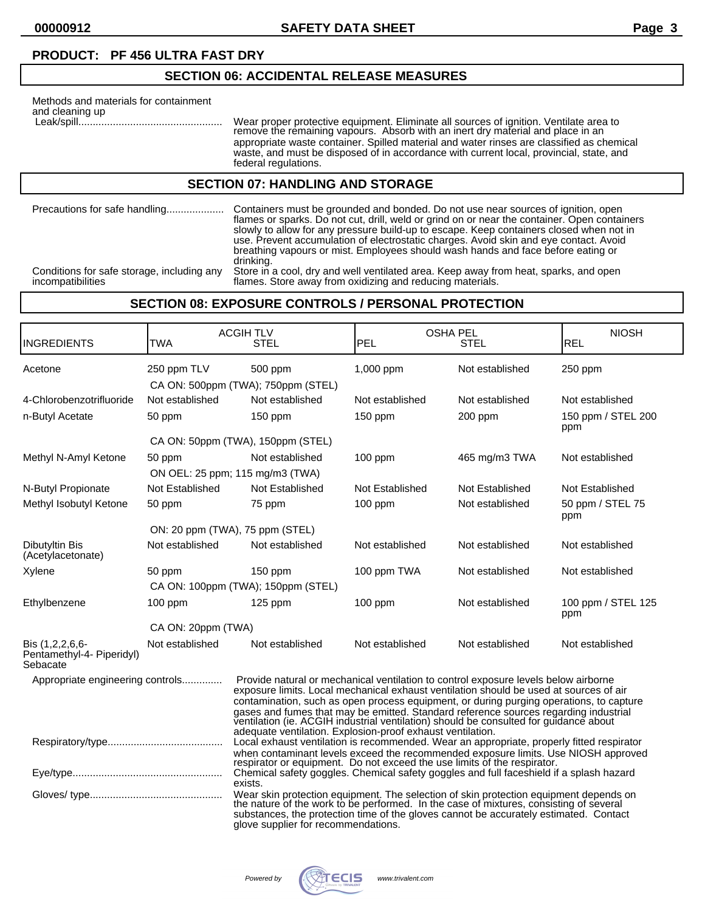**PRODUCT: PF 456 ULTRA FAST DRY**

## SECTION 06: ACCIDENTAL RELEASE MEASURES

Methods and materials for containment and cleaning up

Leak/spill.................................................. Wear proper protective equipment. Eliminate all sources of ignition. Ventilate area to remove the remaining vapours. Absorb with an inert dry material and place in an appropriate waste container. Spilled material and water rinses are classified as chemical waste, and must be disposed of in accordance with current local, provincial, state, and federal regulations.

## SECTION 07: HANDLING AND STORAGE

Precautions for safe handling.................... Containers must be grounded and bonded. Do not use near sources of ignition, open flames or sparks. Do not cut, drill, weld or grind on or near the container. Open containers slowly to allow for any pressure build-up to escape. Keep containers closed when not in use. Prevent accumulation of electrostatic charges. Avoid skin and eye contact. Avoid breathing vapours or mist. Employees should wash hands and face before eating or drinking.

Conditions for safe storage, including any incompatibilities Store in a cool, dry and well ventilated area. Keep away from heat, sparks, and open flames. Store away from oxidizing and reducing materials.

## SECTION 08: EXPOSURE CONTROLS / PERSONAL PROTECTION

| INGREDIENTS | ACGIH TLV | | OSHA PEL | | NIOSH |
|---|---|---|---|---|---|
| | TWA | STEL | PEL | STEL | REL |
| Acetone | 250 ppm TLV | 500 ppm | 1,000 ppm | Not established | 250 ppm |
| | CA ON: 500ppm (TWA); 750ppm (STEL) | | | | |
| 4-Chlorobenzotrifluoride | Not established | Not established | Not established | Not established | Not established |
| n-Butyl Acetate | 50 ppm | 150 ppm | 150 ppm | 200 ppm | 150 ppm / STEL 200 ppm |
| | CA ON: 50ppm (TWA), 150ppm (STEL) | | | | |
| Methyl N-Amyl Ketone | 50 ppm | Not established | 100 ppm | 465 mg/m3 TWA | Not established |
| | ON OEL: 25 ppm; 115 mg/m3 (TWA) | | | | |
| N-Butyl Propionate | Not Established | Not Established | Not Established | Not Established | Not Established |
| Methyl Isobutyl Ketone | 50 ppm | 75 ppm | 100 ppm | Not established | 50 ppm / STEL 75 ppm |
| | ON: 20 ppm (TWA), 75 ppm (STEL) | | | | |
| Dibutyltin Bis (Acetylacetonate) | Not established | Not established | Not established | Not established | Not established |
| Xylene | 50 ppm | 150 ppm | 100 ppm TWA | Not established | Not established |
| | CA ON: 100ppm (TWA); 150ppm (STEL) | | | | |
| Ethylbenzene | 100 ppm | 125 ppm | 100 ppm | Not established | 100 ppm / STEL 125 ppm |
| | CA ON: 20ppm (TWA) | | | | |
| Bis (1,2,2,6,6-Pentamethyl-4- Piperidyl) Sebacate | Not established | Not established | Not established | Not established | Not established |

Appropriate engineering controls.............. Provide natural or mechanical ventilation to control exposure levels below airborne exposure limits. Local mechanical exhaust ventilation should be used at sources of air contamination, such as open process equipment, or during purging operations, to capture gases and fumes that may be emitted. Standard reference sources regarding industrial ventilation (ie. ACGIH industrial ventilation) should be consulted for guidance about adequate ventilation. Explosion-proof exhaust ventilation.

Respiratory/type........................................ Local exhaust ventilation is recommended. Wear an appropriate, properly fitted respirator when contaminant levels exceed the recommended exposure limits. Use NIOSH approved respirator or equipment. Do not exceed the use limits of the respirator.

Eye/type.................................................... Chemical safety goggles. Chemical safety goggles and full faceshield if a splash hazard exists.

Gloves/ type.............................................. Wear skin protection equipment. The selection of skin protection equipment depends on the nature of the work to be performed. In the case of mixtures, consisting of several substances, the protection time of the gloves cannot be accurately estimated. Contact glove supplier for recommendations.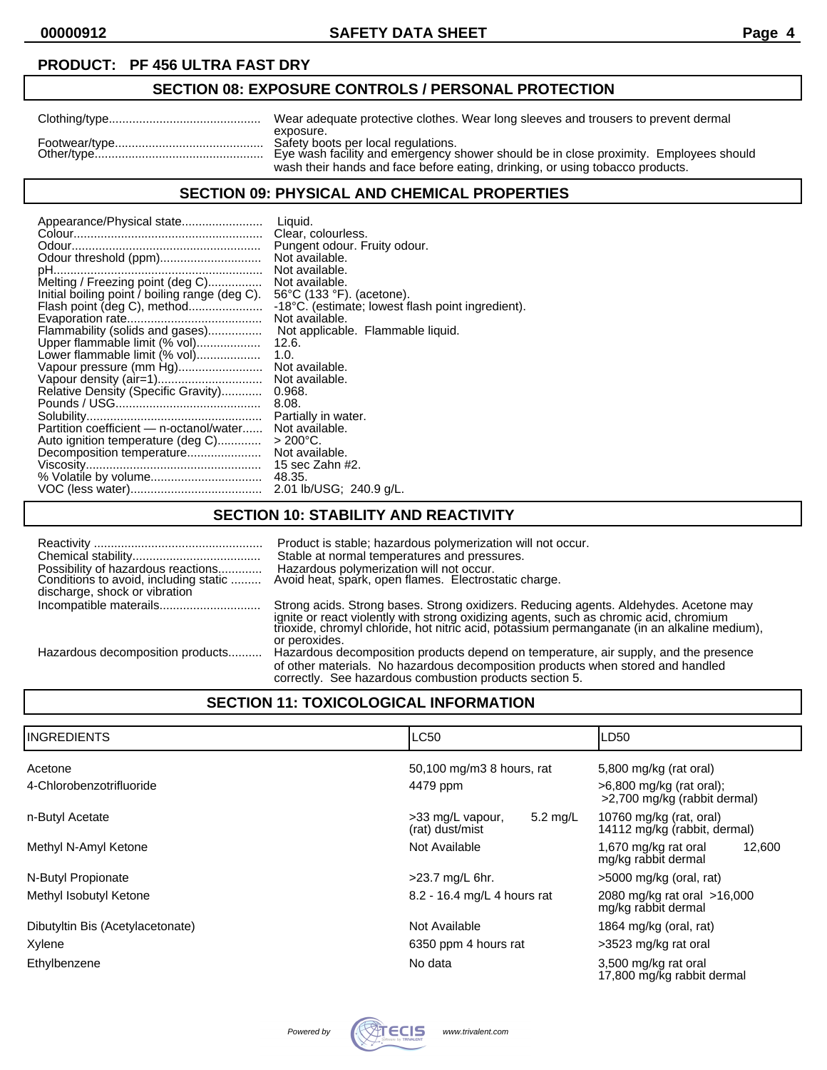**PRODUCT: PF 456 ULTRA FAST DRY**

## SECTION 08: EXPOSURE CONTROLS / PERSONAL PROTECTION

| | |
|---|---|
| Clothing/type | Wear adequate protective clothes. Wear long sleeves and trousers to prevent dermal exposure. |
| Footwear/type | Safety boots per local regulations. |
| Other/type | Eye wash facility and emergency shower should be in close proximity. Employees should wash their hands and face before eating, drinking, or using tobacco products. |

## SECTION 09: PHYSICAL AND CHEMICAL PROPERTIES

| | |
|---|---|
| Appearance/Physical state | Liquid. |
| Colour | Clear, colourless. |
| Odour | Pungent odour. Fruity odour. |
| Odour threshold (ppm) | Not available. |
| pH | Not available. |
| Melting / Freezing point (deg C) | Not available. |
| Initial boiling point / boiling range (deg C). | 56°C (133 °F). (acetone). |
| Flash point (deg C), method | -18°C. (estimate; lowest flash point ingredient). |
| Evaporation rate | Not available. |
| Flammability (solids and gases) | Not applicable. Flammable liquid. |
| Upper flammable limit (% vol) | 12.6. |
| Lower flammable limit (% vol) | 1.0. |
| Vapour pressure (mm Hg) | Not available. |
| Vapour density (air=1) | Not available. |
| Relative Density (Specific Gravity) | 0.968. |
| Pounds / USG | 8.08. |
| Solubility | Partially in water. |
| Partition coefficient — n-octanol/water | Not available. |
| Auto ignition temperature (deg C) | > 200°C. |
| Decomposition temperature | Not available. |
| Viscosity | 15 sec Zahn #2. |
| % Volatile by volume | 48.35. |
| VOC (less water) | 2.01 lb/USG; 240.9 g/L. |

## SECTION 10: STABILITY AND REACTIVITY

| | |
|---|---|
| Reactivity | Product is stable; hazardous polymerization will not occur. |
| Chemical stability | Stable at normal temperatures and pressures. |
| Possibility of hazardous reactions | Hazardous polymerization will not occur. |
| Conditions to avoid, including static discharge, shock or vibration | Avoid heat, spark, open flames. Electrostatic charge. |
| Incompatible materails | Strong acids. Strong bases. Strong oxidizers. Reducing agents. Aldehydes. Acetone may ignite or react violently with strong oxidizing agents, such as chromic acid, chromium trioxide, chromyl chloride, hot nitric acid, potassium permanganate (in an alkaline medium), or peroxides. |
| Hazardous decomposition products | Hazardous decomposition products depend on temperature, air supply, and the presence of other materials. No hazardous decomposition products when stored and handled correctly. See hazardous combustion products section 5. |

## SECTION 11: TOXICOLOGICAL INFORMATION

| INGREDIENTS | LC50 | LD50 |
|---|---|---|
| Acetone | 50,100 mg/m3 8 hours, rat | 5,800 mg/kg (rat oral) |
| 4-Chlorobenzotrifluoride | 4479 ppm | >6,800 mg/kg (rat oral); >2,700 mg/kg (rabbit dermal) |
| n-Butyl Acetate | >33 mg/L vapour, 5.2 mg/L (rat) dust/mist | 10760 mg/kg (rat, oral) 14112 mg/kg (rabbit, dermal) |
| Methyl N-Amyl Ketone | Not Available | 1,670 mg/kg rat oral 12,600 mg/kg rabbit dermal |
| N-Butyl Propionate | >23.7 mg/L 6hr. | >5000 mg/kg (oral, rat) |
| Methyl Isobutyl Ketone | 8.2 - 16.4 mg/L 4 hours rat | 2080 mg/kg rat oral >16,000 mg/kg rabbit dermal |
| Dibutyltin Bis (Acetylacetonate) | Not Available | 1864 mg/kg (oral, rat) |
| Xylene | 6350 ppm 4 hours rat | >3523 mg/kg rat oral |
| Ethylbenzene | No data | 3,500 mg/kg rat oral 17,800 mg/kg rabbit dermal |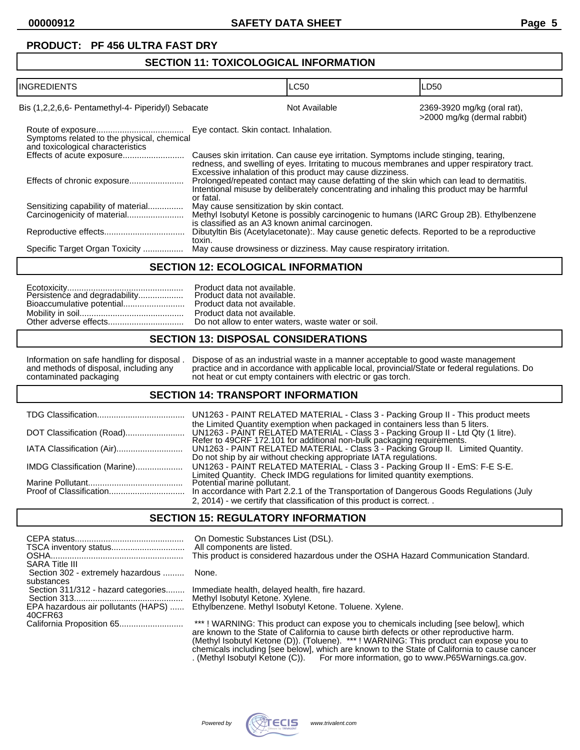**PRODUCT: PF 456 ULTRA FAST DRY**

## SECTION 11: TOXICOLOGICAL INFORMATION

| INGREDIENTS | LC50 | LD50 |
|---|---|---|
| Bis (1,2,2,6,6- Pentamethyl-4- Piperidyl) Sebacate | Not Available | 2369-3920 mg/kg (oral rat), >2000 mg/kg (dermal rabbit) |

Route of exposure..................................... Eye contact. Skin contact. Inhalation.

Symptoms related to the physical, chemical and toxicological characteristics

Effects of acute exposure.......................... Causes skin irritation. Can cause eye irritation. Symptoms include stinging, tearing, redness, and swelling of eyes. Irritating to mucous membranes and upper respiratory tract. Excessive inhalation of this product may cause dizziness.

Effects of chronic exposure....................... Prolonged/repeated contact may cause defatting of the skin which can lead to dermatitis. Intentional misuse by deliberately concentrating and inhaling this product may be harmful or fatal.

Sensitizing capability of material............... May cause sensitization by skin contact.

Carcinogenicity of material........................ Methyl Isobutyl Ketone is possibly carcinogenic to humans (IARC Group 2B). Ethylbenzene is classified as an A3 known animal carcinogen.

Reproductive effects.................................. Dibutyltin Bis (Acetylacetonate):. May cause genetic defects. Reported to be a reproductive toxin.

Specific Target Organ Toxicity ................. May cause drowsiness or dizziness. May cause respiratory irritation.

## SECTION 12: ECOLOGICAL INFORMATION

Ecotoxicity................................................. Product data not available.

Persistence and degradability................... Product data not available.

Bioaccumulative potential.......................... Product data not available.

Mobility in soil............................................ Product data not available.

Other adverse effects................................ Do not allow to enter waters, waste water or soil.

## SECTION 13: DISPOSAL CONSIDERATIONS

Information on safe handling for disposal . and methods of disposal, including any contaminated packaging — Dispose of as an industrial waste in a manner acceptable to good waste management practice and in accordance with applicable local, provincial/State or federal regulations. Do not heat or cut empty containers with electric or gas torch.

## SECTION 14: TRANSPORT INFORMATION

TDG Classification..................................... UN1263 - PAINT RELATED MATERIAL - Class 3 - Packing Group II - This product meets the Limited Quantity exemption when packaged in containers less than 5 liters.

DOT Classification (Road)......................... UN1263 - PAINT RELATED MATERIAL - Class 3 - Packing Group II - Ltd Qty (1 litre). Refer to 49CRF 172.101 for additional non-bulk packaging requirements.

IATA Classification (Air)............................ UN1263 - PAINT RELATED MATERIAL - Class 3 - Packing Group II. Limited Quantity. Do not ship by air without checking appropriate IATA regulations.

IMDG Classification (Marine).................... UN1263 - PAINT RELATED MATERIAL - Class 3 - Packing Group II - EmS: F-E S-E. Limited Quantity. Check IMDG regulations for limited quantity exemptions.

Marine Pollutant........................................ Potential marine pollutant.

Proof of Classification................................ In accordance with Part 2.2.1 of the Transportation of Dangerous Goods Regulations (July 2, 2014) - we certify that classification of this product is correct. .

## SECTION 15: REGULATORY INFORMATION

CEPA status............................................. On Domestic Substances List (DSL).

TSCA inventory status.............................. All components are listed.

OSHA....................................................... This product is considered hazardous under the OSHA Hazard Communication Standard.

SARA Title III

Section 302 - extremely hazardous substances ......... None.

Section 311/312 - hazard categories........ Immediate health, delayed health, fire hazard.

Section 313............................................. Methyl Isobutyl Ketone. Xylene.

EPA hazardous air pollutants (HAPS) 40CFR63 ...... Ethylbenzene. Methyl Isobutyl Ketone. Toluene. Xylene.

California Proposition 65........................... *** ! WARNING: This product can expose you to chemicals including [see below], which are known to the State of California to cause birth defects or other reproductive harm. (Methyl Isobutyl Ketone (D)). (Toluene). *** ! WARNING: This product can expose you to chemicals including [see below], which are known to the State of California to cause cancer . (Methyl Isobutyl Ketone (C)). For more information, go to www.P65Warnings.ca.gov.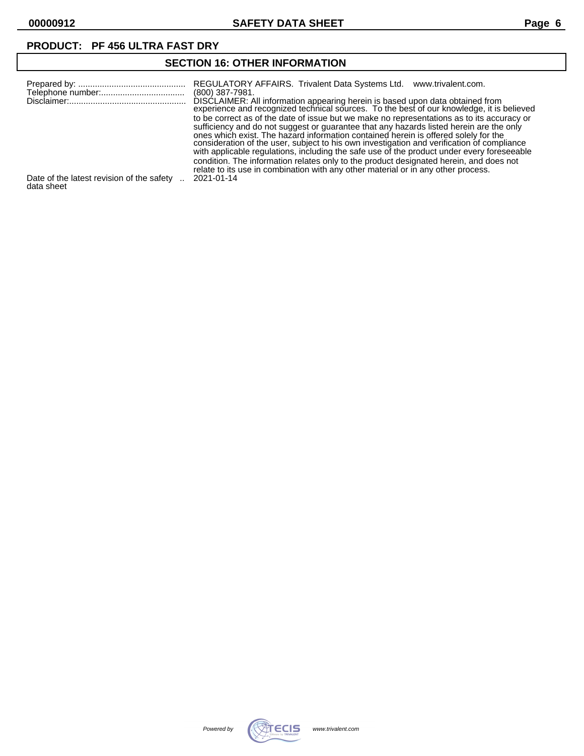**PRODUCT: PF 456 ULTRA FAST DRY**

## SECTION 16: OTHER INFORMATION

| | |
|---|---|
| Prepared by: | REGULATORY AFFAIRS. Trivalent Data Systems Ltd. www.trivalent.com. |
| Telephone number: | (800) 387-7981. |
| Disclaimer: | DISCLAIMER: All information appearing herein is based upon data obtained from experience and recognized technical sources. To the best of our knowledge, it is believed to be correct as of the date of issue but we make no representations as to its accuracy or sufficiency and do not suggest or guarantee that any hazards listed herein are the only ones which exist. The hazard information contained herein is offered solely for the consideration of the user, subject to his own investigation and verification of compliance with applicable regulations, including the safe use of the product under every foreseeable condition. The information relates only to the product designated herein, and does not relate to its use in combination with any other material or in any other process. |
| Date of the latest revision of the safety data sheet | 2021-01-14 |

Powered by TECIS www.trivalent.com